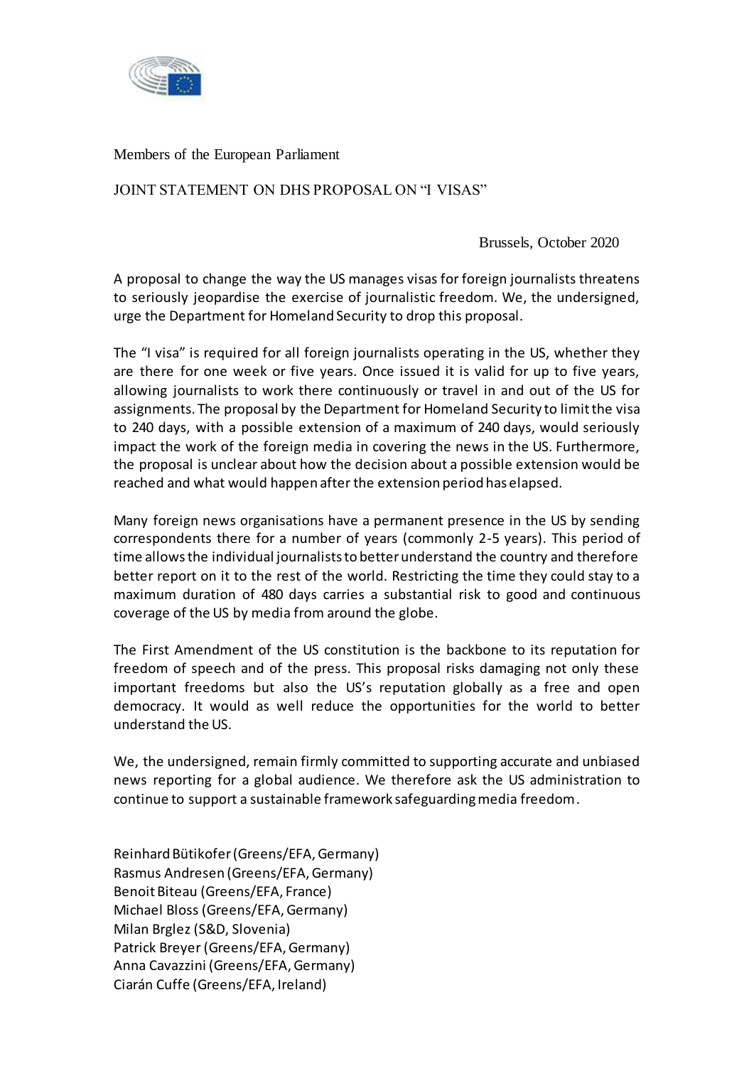Members of the European Parliament

JOINT STATEMENT ON DHS PROPOSAL ON "I VISAS"

Brussels, October 2020

A proposal to change the way the US manages visas for foreign journalists threatens to seriously jeopardise the exercise of journalistic freedom. We, the undersigned, urge the Department for Homeland Security to drop this proposal.

The "I visa" is required for all foreign journalists operating in the US, whether they are there for one week or five years. Once issued it is valid for up to five years, allowing journalists to work there continuously or travel in and out of the US for assignments. The proposal by the Department for Homeland Security to limit the visa to 240 days, with a possible extension of a maximum of 240 days, would seriously impact the work of the foreign media in covering the news in the US. Furthermore, the proposal is unclear about how the decision about a possible extension would be reached and what would happen after the extension period has elapsed.

Many foreign news organisations have a permanent presence in the US by sending correspondents there for a number of years (commonly 2-5 years). This period of time allows the individual journalists to better understand the country and therefore better report on it to the rest of the world. Restricting the time they could stay to a maximum duration of 480 days carries a substantial risk to good and continuous coverage of the US by media from around the globe.

The First Amendment of the US constitution is the backbone to its reputation for freedom of speech and of the press. This proposal risks damaging not only these important freedoms but also the US's reputation globally as a free and open democracy. It would as well reduce the opportunities for the world to better understand the US.

We, the undersigned, remain firmly committed to supporting accurate and unbiased news reporting for a global audience. We therefore ask the US administration to continue to support a sustainable framework safeguarding media freedom.

Reinhard Bütikofer (Greens/EFA, Germany)
Rasmus Andresen (Greens/EFA, Germany)
Benoit Biteau (Greens/EFA, France)
Michael Bloss (Greens/EFA, Germany)
Milan Brglez (S&D, Slovenia)
Patrick Breyer (Greens/EFA, Germany)
Anna Cavazzini (Greens/EFA, Germany)
Ciarán Cuffe (Greens/EFA, Ireland)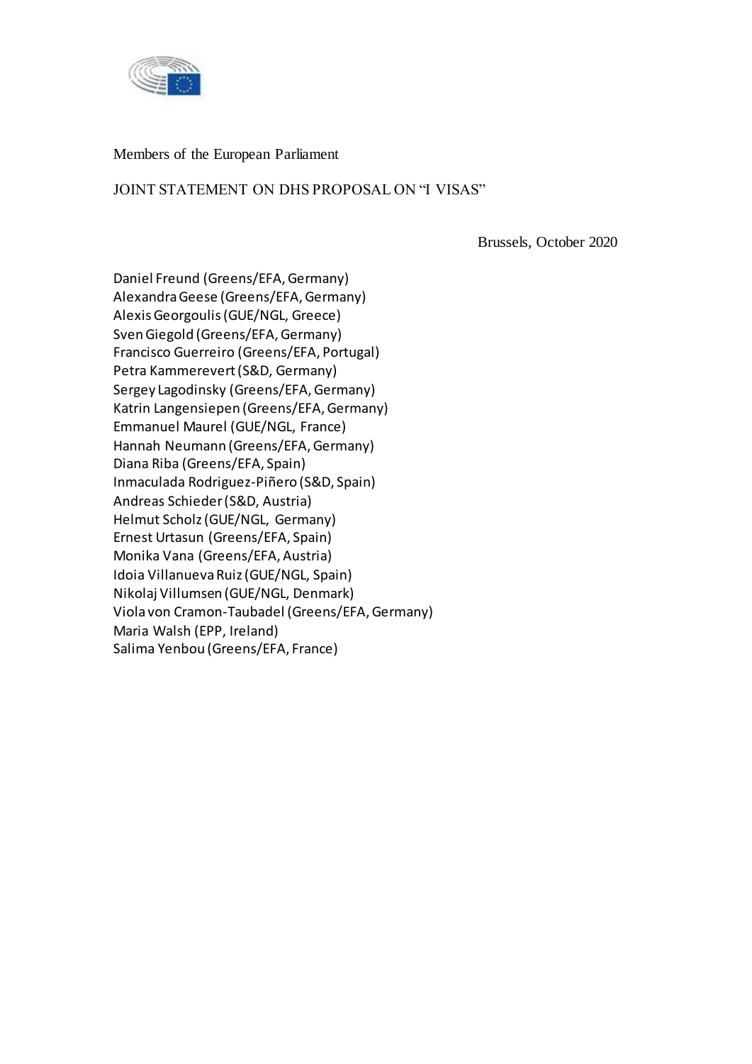Members of the European Parliament

JOINT STATEMENT ON DHS PROPOSAL ON "I VISAS"

Brussels, October 2020

Daniel Freund (Greens/EFA, Germany)
Alexandra Geese (Greens/EFA, Germany)
Alexis Georgoulis (GUE/NGL, Greece)
Sven Giegold (Greens/EFA, Germany)
Francisco Guerreiro (Greens/EFA, Portugal)
Petra Kammerevert (S&D, Germany)
Sergey Lagodinsky (Greens/EFA, Germany)
Katrin Langensiepen (Greens/EFA, Germany)
Emmanuel Maurel (GUE/NGL, France)
Hannah Neumann (Greens/EFA, Germany)
Diana Riba (Greens/EFA, Spain)
Inmaculada Rodriguez-Piñero (S&D, Spain)
Andreas Schieder (S&D, Austria)
Helmut Scholz (GUE/NGL, Germany)
Ernest Urtasun (Greens/EFA, Spain)
Monika Vana (Greens/EFA, Austria)
Idoia Villanueva Ruiz (GUE/NGL, Spain)
Nikolaj Villumsen (GUE/NGL, Denmark)
Viola von Cramon-Taubadel (Greens/EFA, Germany)
Maria Walsh (EPP, Ireland)
Salima Yenbou (Greens/EFA, France)